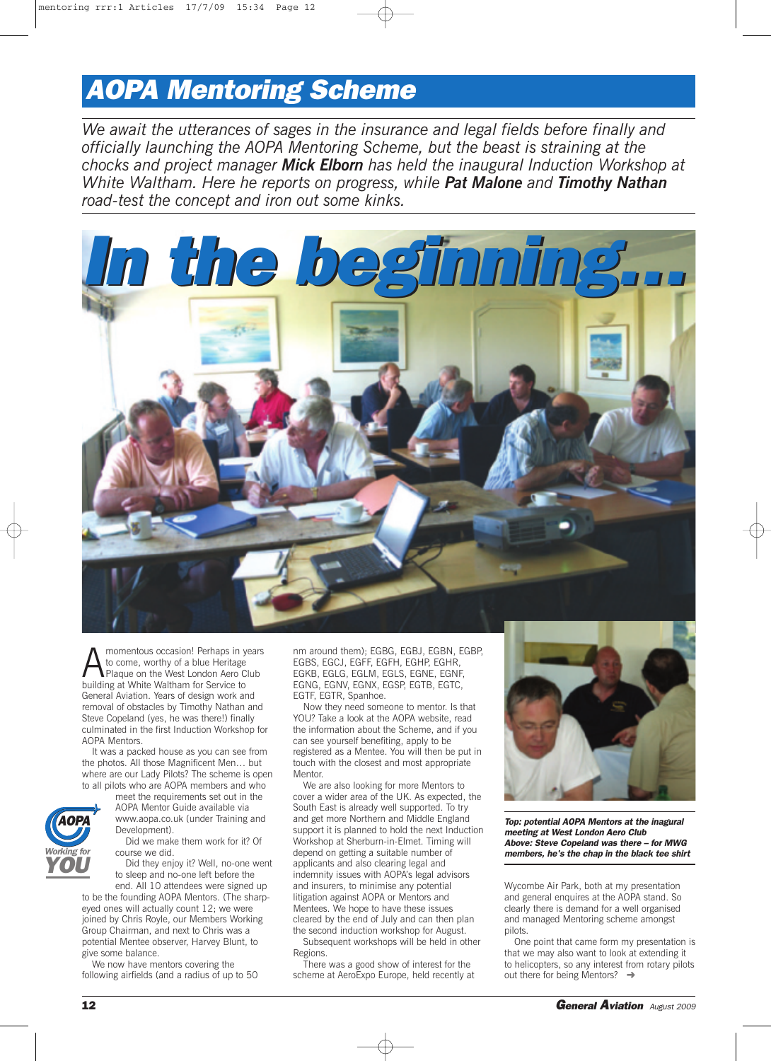# AOPA Mentoring Scheme

*We await the utterances of sages in the insurance and legal fields before finally and officially launching the AOPA Mentoring Scheme, but the beast is straining at the chocks and project manager **Mick Elborn** has held the inaugural Induction Workshop at White Waltham. Here he reports on progress, while **Pat Malone** and **Timothy Nathan** road-test the concept and iron out some kinks.*

## In the beginning...

A momentous occasion! Perhaps in years to come, worthy of a blue Heritage Plaque on the West London Aero Club building at White Waltham for Service to General Aviation. Years of design work and removal of obstacles by Timothy Nathan and Steve Copeland (yes, he was there!) finally culminated in the first Induction Workshop for AOPA Mentors.

It was a packed house as you can see from the photos. All those Magnificent Men… but where are our Lady Pilots? The scheme is open to all pilots who are AOPA members and who meet the requirements set out in the AOPA Mentor Guide available via www.aopa.co.uk (under Training and Development).

Did we make them work for it? Of course we did.

Did they enjoy it? Well, no-one went to sleep and no-one left before the end. All 10 attendees were signed up to be the founding AOPA Mentors. (The sharp-eyed ones will actually count 12; we were joined by Chris Royle, our Members Working Group Chairman, and next to Chris was a potential Mentee observer, Harvey Blunt, to give some balance.

We now have mentors covering the following airfields (and a radius of up to 50 nm around them); EGBG, EGBJ, EGBN, EGBP, EGBS, EGCJ, EGFF, EGFH, EGHP, EGHR, EGKB, EGLG, EGLM, EGLS, EGNE, EGNF, EGNG, EGNV, EGNX, EGSP, EGTB, EGTC, EGTF, EGTR, Spanhoe.

Now they need someone to mentor. Is that YOU? Take a look at the AOPA website, read the information about the Scheme, and if you can see yourself benefiting, apply to be registered as a Mentee. You will then be put in touch with the closest and most appropriate Mentor.

We are also looking for more Mentors to cover a wider area of the UK. As expected, the South East is already well supported. To try and get more Northern and Middle England support it is planned to hold the next Induction Workshop at Sherburn-in-Elmet. Timing will depend on getting a suitable number of applicants and also clearing legal and indemnity issues with AOPA's legal advisors and insurers, to minimise any potential litigation against AOPA or Mentors and Mentees. We hope to have these issues cleared by the end of July and can then plan the second induction workshop for August.

Subsequent workshops will be held in other Regions.

There was a good show of interest for the scheme at AeroExpo Europe, held recently at Wycombe Air Park, both at my presentation and general enquires at the AOPA stand. So clearly there is demand for a well organised and managed Mentoring scheme amongst pilots.

One point that came form my presentation is that we may also want to look at extending it to helicopters, so any interest from rotary pilots out there for being Mentors? ➜

***Top: potential AOPA Mentors at the inagural meeting at West London Aero Club***
***Above: Steve Copeland was there – for MWG members, he's the chap in the black tee shirt***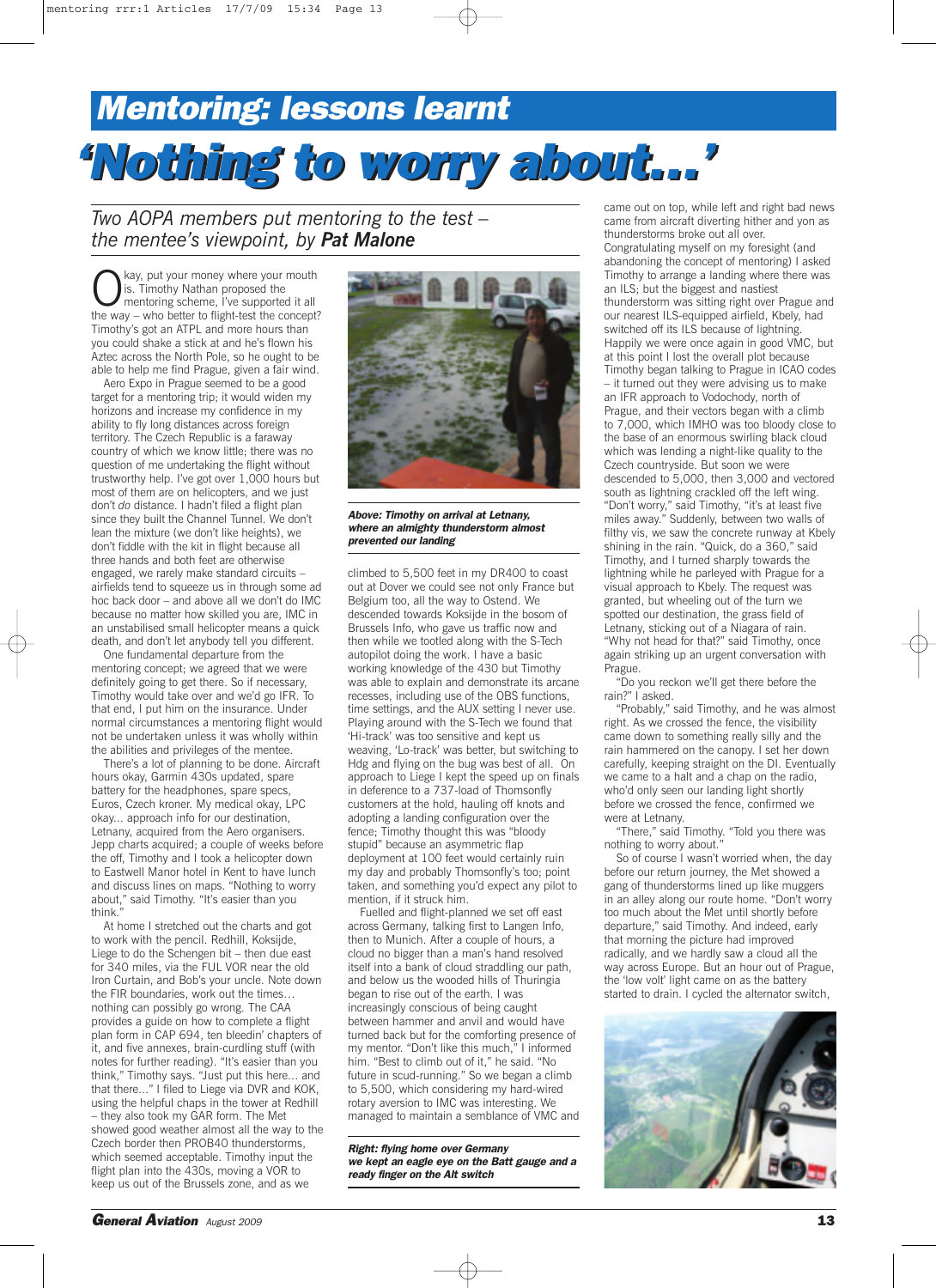# Mentoring: lessons learnt

# 'Nothing to worry about...'

*Two AOPA members put mentoring to the test – the mentee's viewpoint, by* ***Pat Malone***

Okay, put your money where your mouth is. Timothy Nathan proposed the mentoring scheme, I've supported it all the way – who better to flight-test the concept? Timothy's got an ATPL and more hours than you could shake a stick at and he's flown his Aztec across the North Pole, so he ought to be able to help me find Prague, given a fair wind.

Aero Expo in Prague seemed to be a good target for a mentoring trip; it would widen my horizons and increase my confidence in my ability to fly long distances across foreign territory. The Czech Republic is a faraway country of which we know little; there was no question of me undertaking the flight without trustworthy help. I've got over 1,000 hours but most of them are on helicopters, and we just don't *do* distance. I hadn't filed a flight plan since they built the Channel Tunnel. We don't lean the mixture (we don't like heights), we don't fiddle with the kit in flight because all three hands and both feet are otherwise engaged, we rarely make standard circuits – airfields tend to squeeze us in through some ad hoc back door – and above all we don't do IMC because no matter how skilled you are, IMC in an unstabilised small helicopter means a quick death, and don't let anybody tell you different.

One fundamental departure from the mentoring concept; we agreed that we were definitely going to get there. So if necessary, Timothy would take over and we'd go IFR. To that end, I put him on the insurance. Under normal circumstances a mentoring flight would not be undertaken unless it was wholly within the abilities and privileges of the mentee.

There's a lot of planning to be done. Aircraft hours okay, Garmin 430s updated, spare battery for the headphones, spare specs, Euros, Czech kroner. My medical okay, LPC okay... approach info for our destination, Letnany, acquired from the Aero organisers. Jepp charts acquired; a couple of weeks before the off, Timothy and I took a helicopter down to Eastwell Manor hotel in Kent to have lunch and discuss lines on maps. "Nothing to worry about," said Timothy. "It's easier than you think."

At home I stretched out the charts and got to work with the pencil. Redhill, Koksijde, Liege to do the Schengen bit – then due east for 340 miles, via the FUL VOR near the old Iron Curtain, and Bob's your uncle. Note down the FIR boundaries, work out the times… nothing can possibly go wrong. The CAA provides a guide on how to complete a flight plan form in CAP 694, ten bleedin' chapters of it, and five annexes, brain-curdling stuff (with notes for further reading). "It's easier than you think," Timothy says. "Just put this here... and that there..." I filed to Liege via DVR and KOK, using the helpful chaps in the tower at Redhill – they also took my GAR form. The Met showed good weather almost all the way to the Czech border then PROB40 thunderstorms, which seemed acceptable. Timothy input the flight plan into the 430s, moving a VOR to keep us out of the Brussels zone, and as we climbed to 5,500 feet in my DR400 to coast out at Dover we could see not only France but Belgium too, all the way to Ostend. We descended towards Koksijde in the bosom of Brussels Info, who gave us traffic now and then while we tootled along with the S-Tech autopilot doing the work. I have a basic working knowledge of the 430 but Timothy was able to explain and demonstrate its arcane recesses, including use of the OBS functions, time settings, and the AUX setting I never use. Playing around with the S-Tech we found that 'Hi-track' was too sensitive and kept us weaving, 'Lo-track' was better, but switching to Hdg and flying on the bug was best of all. On approach to Liege I kept the speed up on finals in deference to a 737-load of Thomsonfly customers at the hold, hauling off knots and adopting a landing configuration over the fence; Timothy thought this was "bloody stupid" because an asymmetric flap deployment at 100 feet would certainly ruin my day and probably Thomsonfly's too; point taken, and something you'd expect any pilot to mention, if it struck him.

***Above: Timothy on arrival at Letnany, where an almighty thunderstorm almost prevented our landing***

Fuelled and flight-planned we set off east across Germany, talking first to Langen Info, then to Munich. After a couple of hours, a cloud no bigger than a man's hand resolved itself into a bank of cloud straddling our path, and below us the wooded hills of Thuringia began to rise out of the earth. I was increasingly conscious of being caught between hammer and anvil and would have turned back but for the comforting presence of my mentor. "Don't like this much," I informed him. "Best to climb out of it," he said. "No future in scud-running." So we began a climb to 5,500, which considering my hard-wired rotary aversion to IMC was interesting. We managed to maintain a semblance of VMC and came out on top, while left and right bad news came from aircraft diverting hither and yon as thunderstorms broke out all over.

Congratulating myself on my foresight (and abandoning the concept of mentoring) I asked Timothy to arrange a landing where there was an ILS; but the biggest and nastiest thunderstorm was sitting right over Prague and our nearest ILS-equipped airfield, Kbely, had switched off its ILS because of lightning. Happily we were once again in good VMC, but at this point I lost the overall plot because Timothy began talking to Prague in ICAO codes – it turned out they were advising us to make an IFR approach to Vodochody, north of Prague, and their vectors began with a climb to 7,000, which IMHO was too bloody close to the base of an enormous swirling black cloud which was lending a night-like quality to the Czech countryside. But soon we were descended to 5,000, then 3,000 and vectored south as lightning crackled off the left wing. "Don't worry," said Timothy, "it's at least five miles away." Suddenly, between two walls of filthy vis, we saw the concrete runway at Kbely shining in the rain. "Quick, do a 360," said Timothy, and I turned sharply towards the lightning while he parleyed with Prague for a visual approach to Kbely. The request was granted, but wheeling out of the turn we spotted our destination, the grass field of Letnany, sticking out of a Niagara of rain. "Why not head for that?" said Timothy, once again striking up an urgent conversation with Prague.

"Do you reckon we'll get there before the rain?" I asked.

"Probably," said Timothy, and he was almost right. As we crossed the fence, the visibility came down to something really silly and the rain hammered on the canopy. I set her down carefully, keeping straight on the DI. Eventually we came to a halt and a chap on the radio, who'd only seen our landing light shortly before we crossed the fence, confirmed we were at Letnany.

"There," said Timothy. "Told you there was nothing to worry about."

So of course I wasn't worried when, the day before our return journey, the Met showed a gang of thunderstorms lined up like muggers in an alley along our route home. "Don't worry too much about the Met until shortly before departure," said Timothy. And indeed, early that morning the picture had improved radically, and we hardly saw a cloud all the way across Europe. But an hour out of Prague, the 'low volt' light came on as the battery started to drain. I cycled the alternator switch,

***Right: flying home over Germany we kept an eagle eye on the Batt gauge and a ready finger on the Alt switch***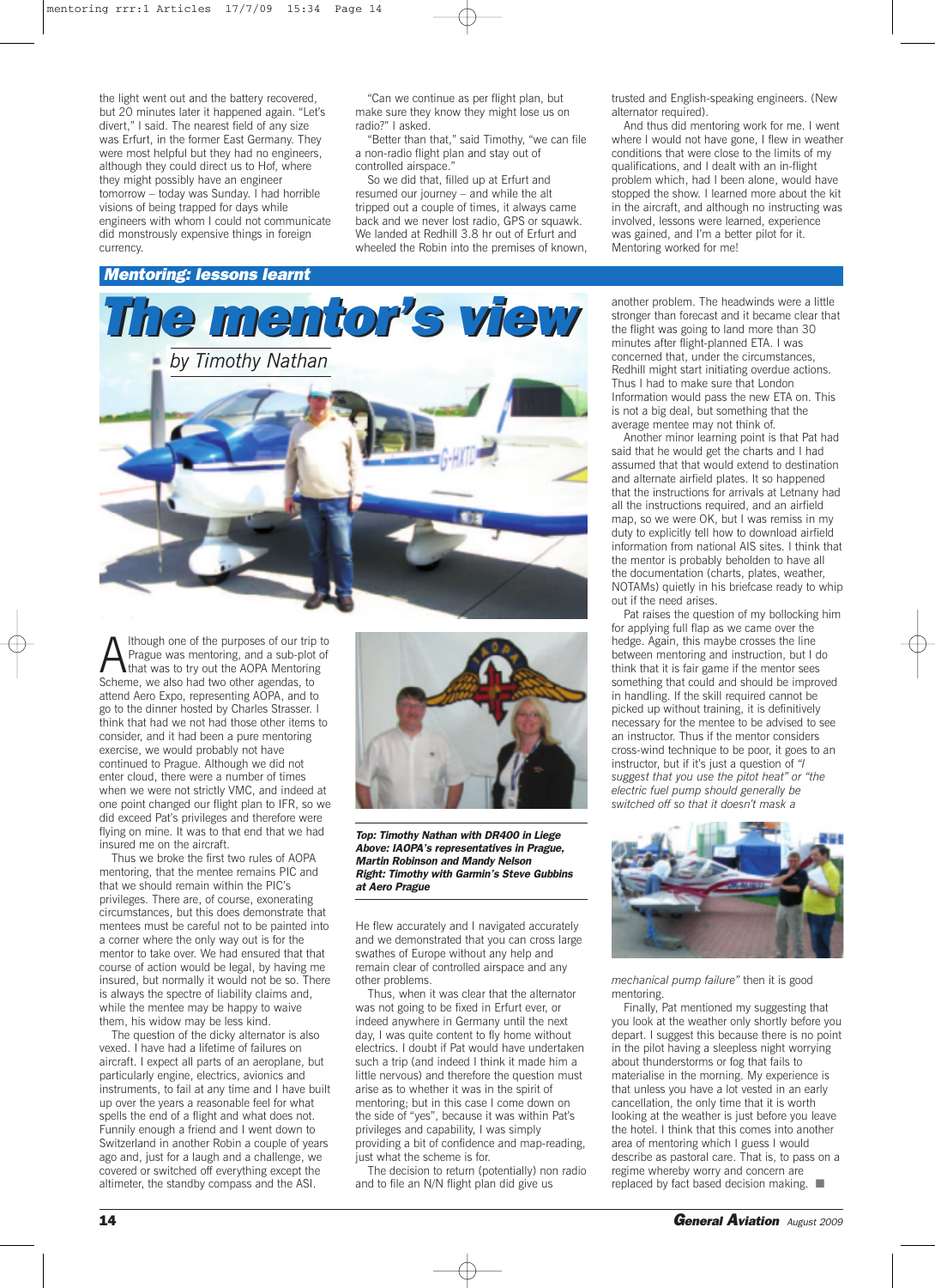the light went out and the battery recovered, but 20 minutes later it happened again. "Let's divert," I said. The nearest field of any size was Erfurt, in the former East Germany. They were most helpful but they had no engineers, although they could direct us to Hof, where they might possibly have an engineer tomorrow – today was Sunday. I had horrible visions of being trapped for days while engineers with whom I could not communicate did monstrously expensive things in foreign currency.

"Can we continue as per flight plan, but make sure they know they might lose us on radio?" I asked.

"Better than that," said Timothy, "we can file a non-radio flight plan and stay out of controlled airspace."

So we did that, filled up at Erfurt and resumed our journey – and while the alt tripped out a couple of times, it always came back and we never lost radio, GPS or squawk. We landed at Redhill 3.8 hr out of Erfurt and wheeled the Robin into the premises of known, trusted and English-speaking engineers. (New alternator required).

And thus did mentoring work for me. I went where I would not have gone, I flew in weather conditions that were close to the limits of my qualifications, and I dealt with an in-flight problem which, had I been alone, would have stopped the show. I learned more about the kit in the aircraft, and although no instructing was involved, lessons were learned, experience was gained, and I'm a better pilot for it. Mentoring worked for me!

***Mentoring: lessons learnt***

# The mentor's view

*by Timothy Nathan*

Although one of the purposes of our trip to Prague was mentoring, and a sub-plot of that was to try out the AOPA Mentoring Scheme, we also had two other agendas, to attend Aero Expo, representing AOPA, and to go to the dinner hosted by Charles Strasser. I think that had we not had those other items to consider, and it had been a pure mentoring exercise, we would probably not have continued to Prague. Although we did not enter cloud, there were a number of times when we were not strictly VMC, and indeed at one point changed our flight plan to IFR, so we did exceed Pat's privileges and therefore were flying on mine. It was to that end that we had insured me on the aircraft.

Thus we broke the first two rules of AOPA mentoring, that the mentee remains PIC and that we should remain within the PIC's privileges. There are, of course, exonerating circumstances, but this does demonstrate that mentees must be careful not to be painted into a corner where the only way out is for the mentor to take over. We had ensured that that course of action would be legal, by having me insured, but normally it would not be so. There is always the spectre of liability claims and, while the mentee may be happy to waive them, his widow may be less kind.

The question of the dicky alternator is also vexed. I have had a lifetime of failures on aircraft. I expect all parts of an aeroplane, but particularly engine, electrics, avionics and instruments, to fail at any time and I have built up over the years a reasonable feel for what spells the end of a flight and what does not. Funnily enough a friend and I went down to Switzerland in another Robin a couple of years ago and, just for a laugh and a challenge, we covered or switched off everything except the altimeter, the standby compass and the ASI.

**Top: Timothy Nathan with DR400 in Liege**
**Above: IAOPA's representatives in Prague, Martin Robinson and Mandy Nelson**
**Right: Timothy with Garmin's Steve Gubbins at Aero Prague**

He flew accurately and I navigated accurately and we demonstrated that you can cross large swathes of Europe without any help and remain clear of controlled airspace and any other problems.

Thus, when it was clear that the alternator was not going to be fixed in Erfurt ever, or indeed anywhere in Germany until the next day, I was quite content to fly home without electrics. I doubt if Pat would have undertaken such a trip (and indeed I think it made him a little nervous) and therefore the question must arise as to whether it was in the spirit of mentoring; but in this case I come down on the side of "yes", because it was within Pat's privileges and capability, I was simply providing a bit of confidence and map-reading, just what the scheme is for.

The decision to return (potentially) non radio and to file an N/N flight plan did give us another problem. The headwinds were a little stronger than forecast and it became clear that the flight was going to land more than 30 minutes after flight-planned ETA. I was concerned that, under the circumstances, Redhill might start initiating overdue actions. Thus I had to make sure that London Information would pass the new ETA on. This is not a big deal, but something that the average mentee may not think of.

Another minor learning point is that Pat had said that he would get the charts and I had assumed that that would extend to destination and alternate airfield plates. It so happened that the instructions for arrivals at Letnany had all the instructions required, and an airfield map, so we were OK, but I was remiss in my duty to explicitly tell how to download airfield information from national AIS sites. I think that the mentor is probably beholden to have all the documentation (charts, plates, weather, NOTAMs) quietly in his briefcase ready to whip out if the need arises.

Pat raises the question of my bollocking him for applying full flap as we came over the hedge. Again, this maybe crosses the line between mentoring and instruction, but I do think that it is fair game if the mentor sees something that could and should be improved in handling. If the skill required cannot be picked up without training, it is definitively necessary for the mentee to be advised to see an instructor. Thus if the mentor considers cross-wind technique to be poor, it goes to an instructor, but if it's just a question of *"I suggest that you use the pitot heat"* or *"the electric fuel pump should generally be switched off so that it doesn't mask a mechanical pump failure"* then it is good mentoring.

Finally, Pat mentioned my suggesting that you look at the weather only shortly before you depart. I suggest this because there is no point in the pilot having a sleepless night worrying about thunderstorms or fog that fails to materialise in the morning. My experience is that unless you have a lot vested in an early cancellation, the only time that it is worth looking at the weather is just before you leave the hotel. I think that this comes into another area of mentoring which I guess I would describe as pastoral care. That is, to pass on a regime whereby worry and concern are replaced by fact based decision making. ■